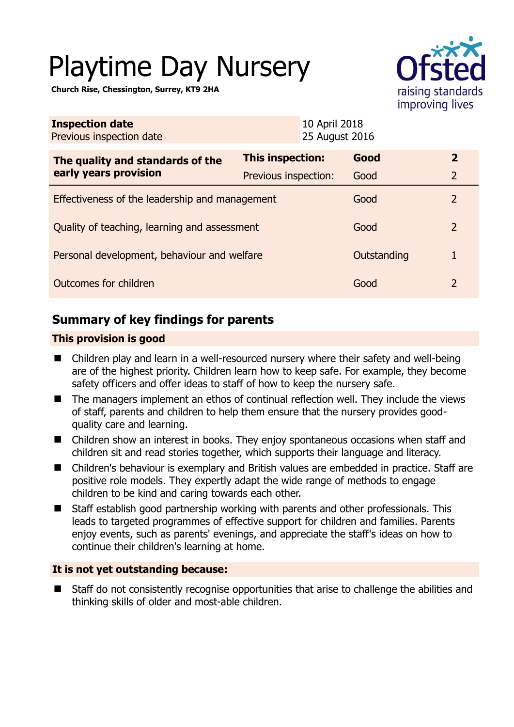# Playtime Day Nursery

**Church Rise, Chessington, Surrey, KT9 2HA**

| **Inspection date** | 10 April 2018 |
|---|---|
| Previous inspection date | 25 August 2016 |

| **The quality and standards of the early years provision** | **This inspection:** | **Good** | **2** |
|---|---|---|---|
| | Previous inspection: | Good | 2 |
| Effectiveness of the leadership and management | | Good | 2 |
| Quality of teaching, learning and assessment | | Good | 2 |
| Personal development, behaviour and welfare | | Outstanding | 1 |
| Outcomes for children | | Good | 2 |

## Summary of key findings for parents

### This provision is good

- Children play and learn in a well-resourced nursery where their safety and well-being are of the highest priority. Children learn how to keep safe. For example, they become safety officers and offer ideas to staff of how to keep the nursery safe.
- The managers implement an ethos of continual reflection well. They include the views of staff, parents and children to help them ensure that the nursery provides good-quality care and learning.
- Children show an interest in books. They enjoy spontaneous occasions when staff and children sit and read stories together, which supports their language and literacy.
- Children's behaviour is exemplary and British values are embedded in practice. Staff are positive role models. They expertly adapt the wide range of methods to engage children to be kind and caring towards each other.
- Staff establish good partnership working with parents and other professionals. This leads to targeted programmes of effective support for children and families. Parents enjoy events, such as parents' evenings, and appreciate the staff's ideas on how to continue their children's learning at home.

### It is not yet outstanding because:

- Staff do not consistently recognise opportunities that arise to challenge the abilities and thinking skills of older and most-able children.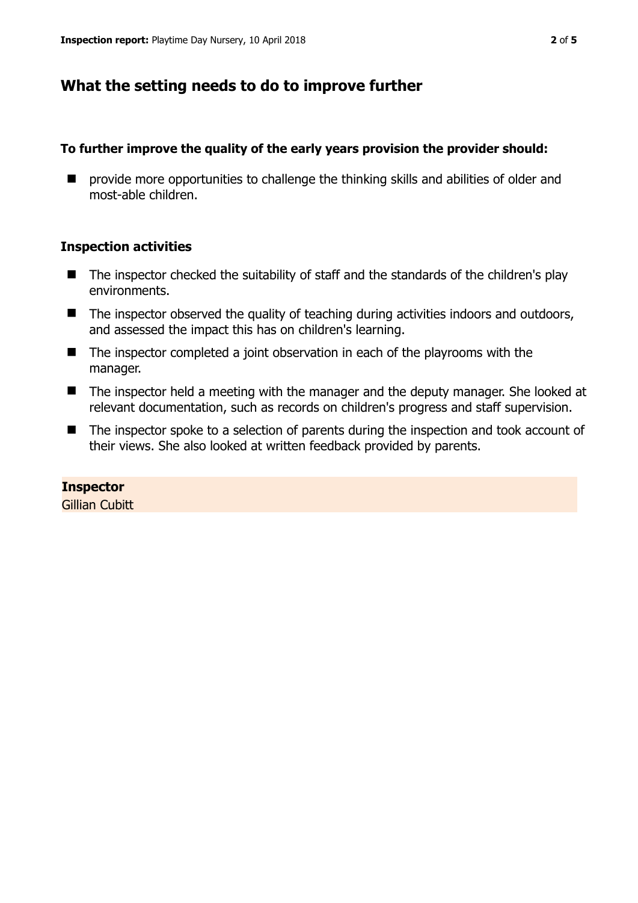## What the setting needs to do to improve further

**To further improve the quality of the early years provision the provider should:**

- provide more opportunities to challenge the thinking skills and abilities of older and most-able children.

### Inspection activities

- The inspector checked the suitability of staff and the standards of the children's play environments.
- The inspector observed the quality of teaching during activities indoors and outdoors, and assessed the impact this has on children's learning.
- The inspector completed a joint observation in each of the playrooms with the manager.
- The inspector held a meeting with the manager and the deputy manager. She looked at relevant documentation, such as records on children's progress and staff supervision.
- The inspector spoke to a selection of parents during the inspection and took account of their views. She also looked at written feedback provided by parents.

**Inspector**
Gillian Cubitt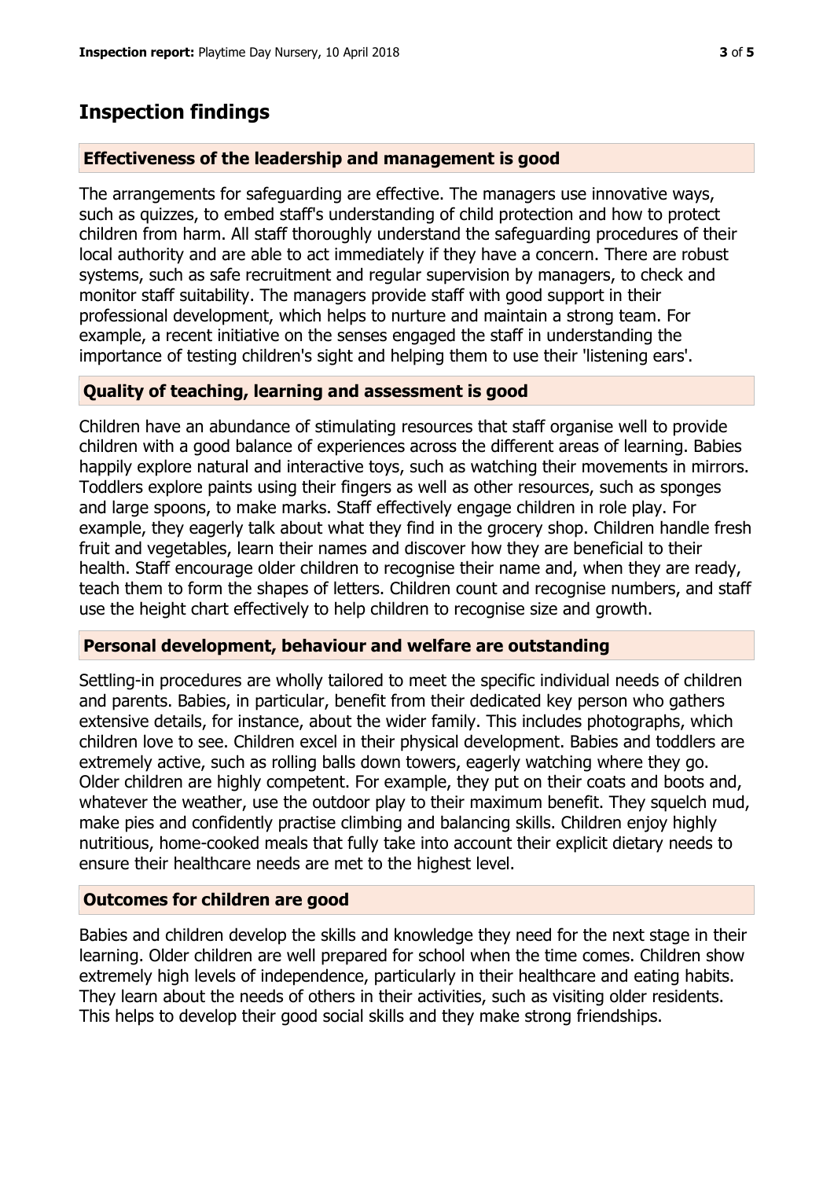## Inspection findings

### Effectiveness of the leadership and management is good

The arrangements for safeguarding are effective. The managers use innovative ways, such as quizzes, to embed staff's understanding of child protection and how to protect children from harm. All staff thoroughly understand the safeguarding procedures of their local authority and are able to act immediately if they have a concern. There are robust systems, such as safe recruitment and regular supervision by managers, to check and monitor staff suitability. The managers provide staff with good support in their professional development, which helps to nurture and maintain a strong team. For example, a recent initiative on the senses engaged the staff in understanding the importance of testing children's sight and helping them to use their 'listening ears'.

### Quality of teaching, learning and assessment is good

Children have an abundance of stimulating resources that staff organise well to provide children with a good balance of experiences across the different areas of learning. Babies happily explore natural and interactive toys, such as watching their movements in mirrors. Toddlers explore paints using their fingers as well as other resources, such as sponges and large spoons, to make marks. Staff effectively engage children in role play. For example, they eagerly talk about what they find in the grocery shop. Children handle fresh fruit and vegetables, learn their names and discover how they are beneficial to their health. Staff encourage older children to recognise their name and, when they are ready, teach them to form the shapes of letters. Children count and recognise numbers, and staff use the height chart effectively to help children to recognise size and growth.

### Personal development, behaviour and welfare are outstanding

Settling-in procedures are wholly tailored to meet the specific individual needs of children and parents. Babies, in particular, benefit from their dedicated key person who gathers extensive details, for instance, about the wider family. This includes photographs, which children love to see. Children excel in their physical development. Babies and toddlers are extremely active, such as rolling balls down towers, eagerly watching where they go. Older children are highly competent. For example, they put on their coats and boots and, whatever the weather, use the outdoor play to their maximum benefit. They squelch mud, make pies and confidently practise climbing and balancing skills. Children enjoy highly nutritious, home-cooked meals that fully take into account their explicit dietary needs to ensure their healthcare needs are met to the highest level.

### Outcomes for children are good

Babies and children develop the skills and knowledge they need for the next stage in their learning. Older children are well prepared for school when the time comes. Children show extremely high levels of independence, particularly in their healthcare and eating habits. They learn about the needs of others in their activities, such as visiting older residents. This helps to develop their good social skills and they make strong friendships.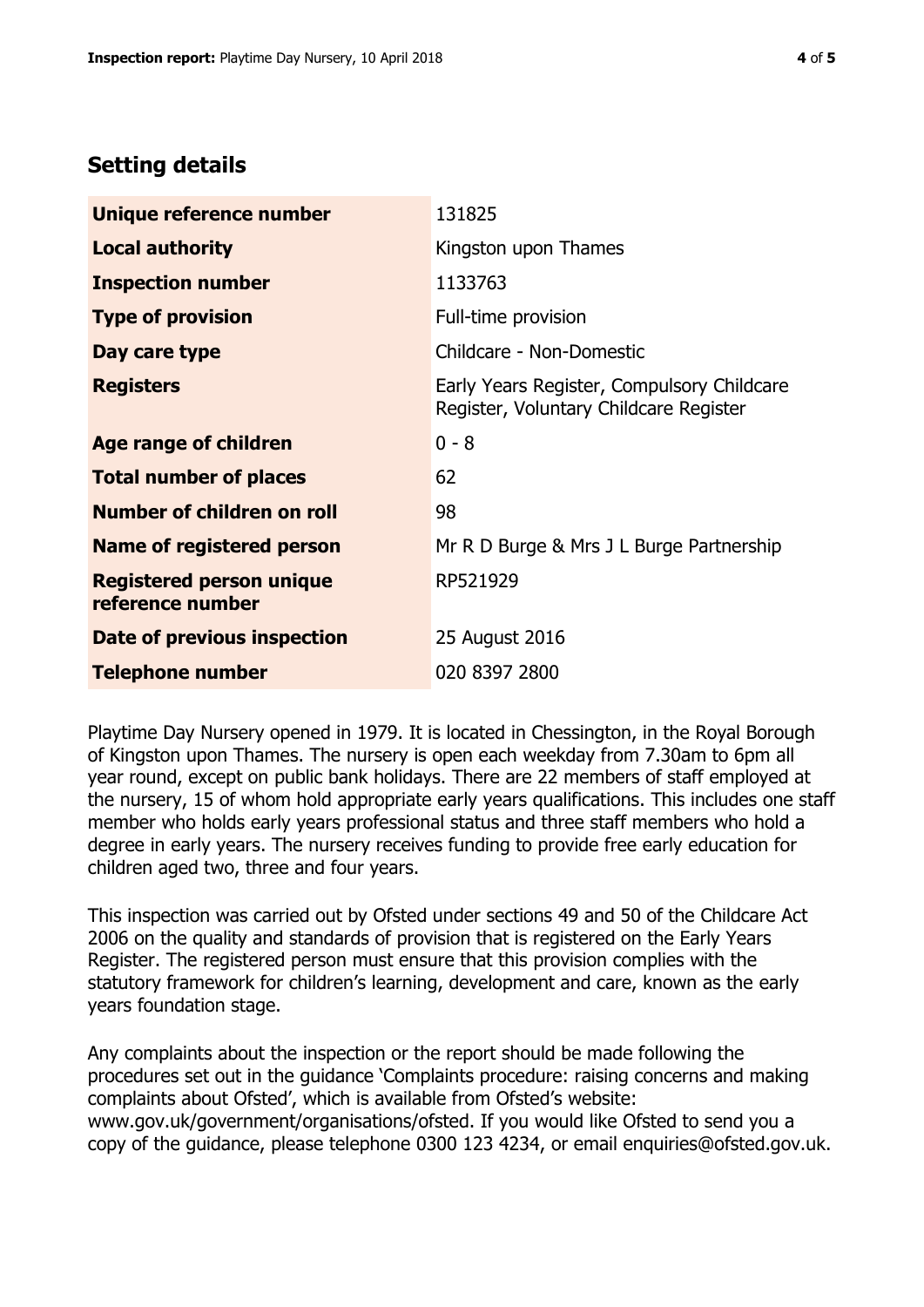## Setting details

| | |
|---|---|
| **Unique reference number** | 131825 |
| **Local authority** | Kingston upon Thames |
| **Inspection number** | 1133763 |
| **Type of provision** | Full-time provision |
| **Day care type** | Childcare - Non-Domestic |
| **Registers** | Early Years Register, Compulsory Childcare Register, Voluntary Childcare Register |
| **Age range of children** | 0 - 8 |
| **Total number of places** | 62 |
| **Number of children on roll** | 98 |
| **Name of registered person** | Mr R D Burge & Mrs J L Burge Partnership |
| **Registered person unique reference number** | RP521929 |
| **Date of previous inspection** | 25 August 2016 |
| **Telephone number** | 020 8397 2800 |

Playtime Day Nursery opened in 1979. It is located in Chessington, in the Royal Borough of Kingston upon Thames. The nursery is open each weekday from 7.30am to 6pm all year round, except on public bank holidays. There are 22 members of staff employed at the nursery, 15 of whom hold appropriate early years qualifications. This includes one staff member who holds early years professional status and three staff members who hold a degree in early years. The nursery receives funding to provide free early education for children aged two, three and four years.

This inspection was carried out by Ofsted under sections 49 and 50 of the Childcare Act 2006 on the quality and standards of provision that is registered on the Early Years Register. The registered person must ensure that this provision complies with the statutory framework for children's learning, development and care, known as the early years foundation stage.

Any complaints about the inspection or the report should be made following the procedures set out in the guidance 'Complaints procedure: raising concerns and making complaints about Ofsted', which is available from Ofsted's website: www.gov.uk/government/organisations/ofsted. If you would like Ofsted to send you a copy of the guidance, please telephone 0300 123 4234, or email enquiries@ofsted.gov.uk.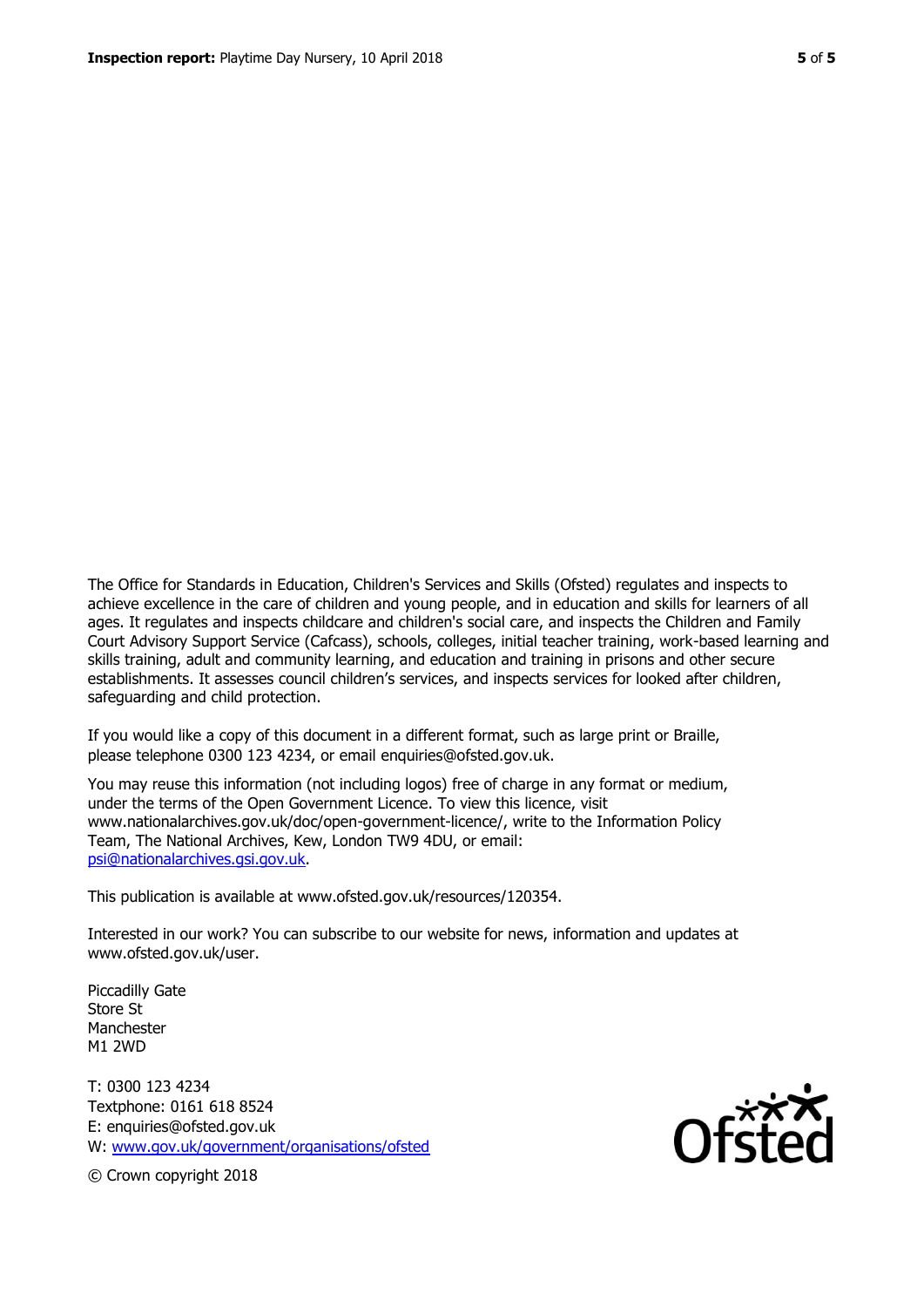The Office for Standards in Education, Children's Services and Skills (Ofsted) regulates and inspects to achieve excellence in the care of children and young people, and in education and skills for learners of all ages. It regulates and inspects childcare and children's social care, and inspects the Children and Family Court Advisory Support Service (Cafcass), schools, colleges, initial teacher training, work-based learning and skills training, adult and community learning, and education and training in prisons and other secure establishments. It assesses council children's services, and inspects services for looked after children, safeguarding and child protection.

If you would like a copy of this document in a different format, such as large print or Braille, please telephone 0300 123 4234, or email enquiries@ofsted.gov.uk.

You may reuse this information (not including logos) free of charge in any format or medium, under the terms of the Open Government Licence. To view this licence, visit www.nationalarchives.gov.uk/doc/open-government-licence/, write to the Information Policy Team, The National Archives, Kew, London TW9 4DU, or email: psi@nationalarchives.gsi.gov.uk.

This publication is available at www.ofsted.gov.uk/resources/120354.

Interested in our work? You can subscribe to our website for news, information and updates at www.ofsted.gov.uk/user.

Piccadilly Gate
Store St
Manchester
M1 2WD

T: 0300 123 4234
Textphone: 0161 618 8524
E: enquiries@ofsted.gov.uk
W: www.gov.uk/government/organisations/ofsted

© Crown copyright 2018